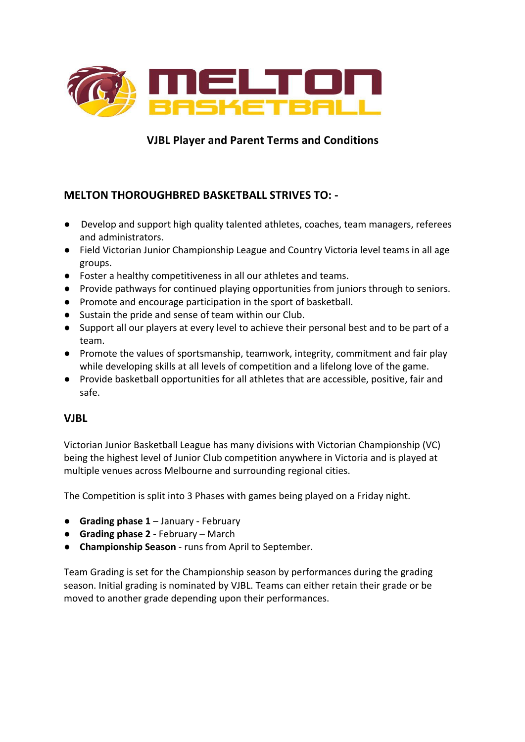**VJBL Player and Parent Terms and Conditions**

## MELTON THOROUGHBRED BASKETBALL STRIVES TO: -

- Develop and support high quality talented athletes, coaches, team managers, referees and administrators.
- Field Victorian Junior Championship League and Country Victoria level teams in all age groups.
- Foster a healthy competitiveness in all our athletes and teams.
- Provide pathways for continued playing opportunities from juniors through to seniors.
- Promote and encourage participation in the sport of basketball.
- Sustain the pride and sense of team within our Club.
- Support all our players at every level to achieve their personal best and to be part of a team.
- Promote the values of sportsmanship, teamwork, integrity, commitment and fair play while developing skills at all levels of competition and a lifelong love of the game.
- Provide basketball opportunities for all athletes that are accessible, positive, fair and safe.

## VJBL

Victorian Junior Basketball League has many divisions with Victorian Championship (VC) being the highest level of Junior Club competition anywhere in Victoria and is played at multiple venues across Melbourne and surrounding regional cities.

The Competition is split into 3 Phases with games being played on a Friday night.

- **Grading phase 1** – January - February
- **Grading phase 2** - February – March
- **Championship Season** - runs from April to September.

Team Grading is set for the Championship season by performances during the grading season. Initial grading is nominated by VJBL. Teams can either retain their grade or be moved to another grade depending upon their performances.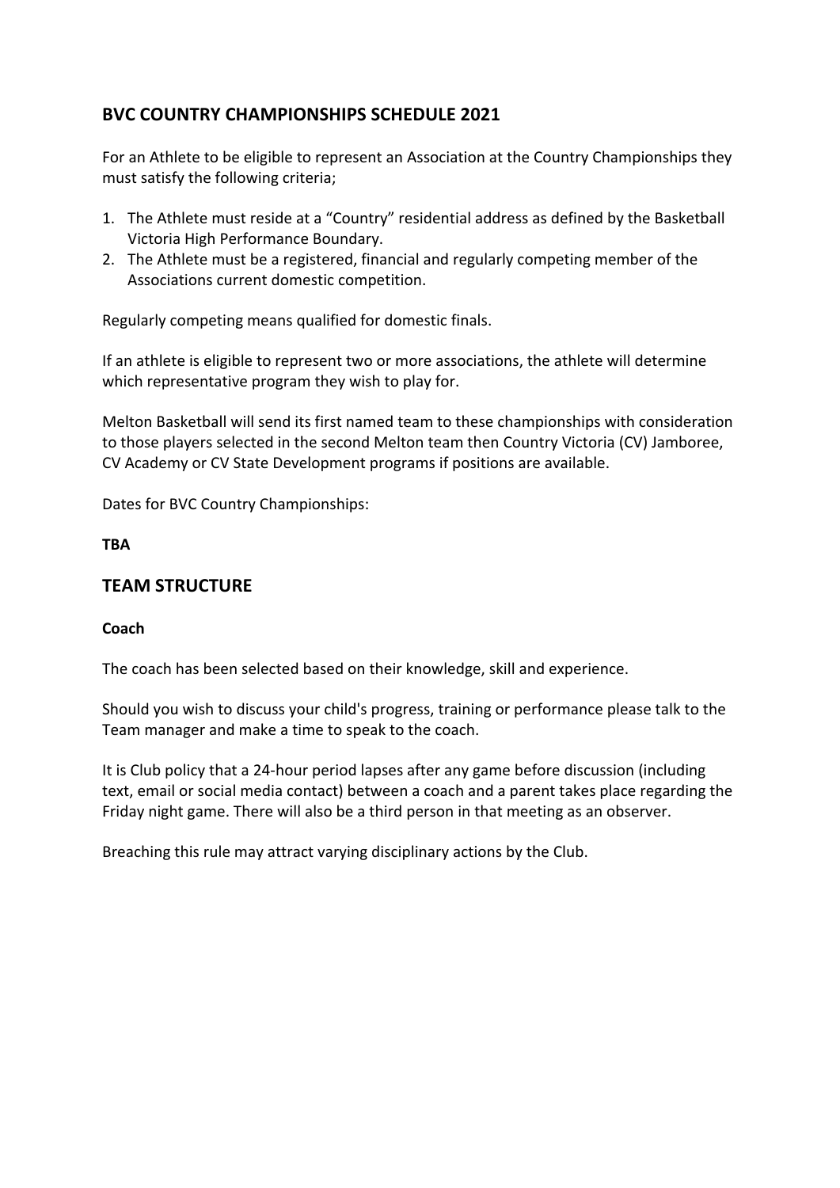## BVC COUNTRY CHAMPIONSHIPS SCHEDULE 2021

For an Athlete to be eligible to represent an Association at the Country Championships they must satisfy the following criteria;

1. The Athlete must reside at a "Country" residential address as defined by the Basketball Victoria High Performance Boundary.
2. The Athlete must be a registered, financial and regularly competing member of the Associations current domestic competition.

Regularly competing means qualified for domestic finals.

If an athlete is eligible to represent two or more associations, the athlete will determine which representative program they wish to play for.

Melton Basketball will send its first named team to these championships with consideration to those players selected in the second Melton team then Country Victoria (CV) Jamboree, CV Academy or CV State Development programs if positions are available.

Dates for BVC Country Championships:

**TBA**

## TEAM STRUCTURE

**Coach**

The coach has been selected based on their knowledge, skill and experience.

Should you wish to discuss your child's progress, training or performance please talk to the Team manager and make a time to speak to the coach.

It is Club policy that a 24-hour period lapses after any game before discussion (including text, email or social media contact) between a coach and a parent takes place regarding the Friday night game. There will also be a third person in that meeting as an observer.

Breaching this rule may attract varying disciplinary actions by the Club.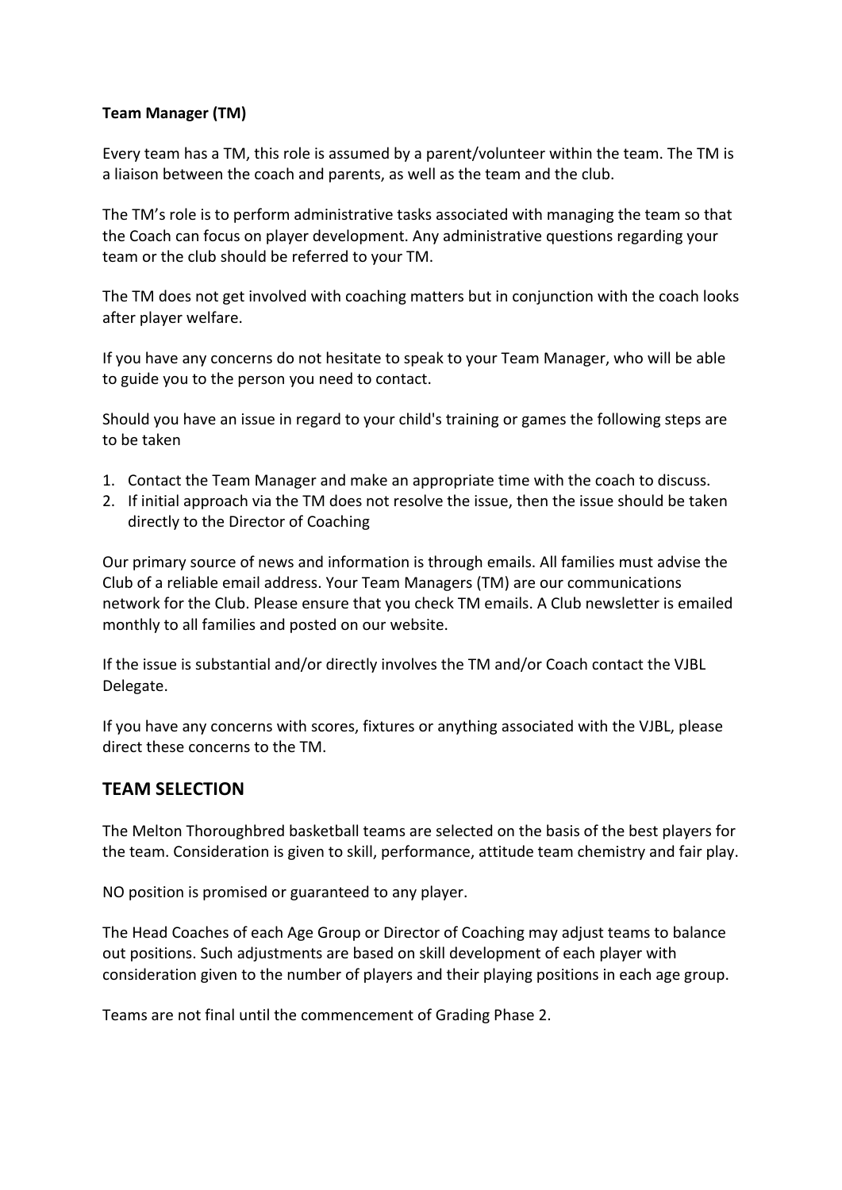**Team Manager (TM)**

Every team has a TM, this role is assumed by a parent/volunteer within the team. The TM is a liaison between the coach and parents, as well as the team and the club.

The TM's role is to perform administrative tasks associated with managing the team so that the Coach can focus on player development. Any administrative questions regarding your team or the club should be referred to your TM.

The TM does not get involved with coaching matters but in conjunction with the coach looks after player welfare.

If you have any concerns do not hesitate to speak to your Team Manager, who will be able to guide you to the person you need to contact.

Should you have an issue in regard to your child's training or games the following steps are to be taken

1. Contact the Team Manager and make an appropriate time with the coach to discuss.
2. If initial approach via the TM does not resolve the issue, then the issue should be taken directly to the Director of Coaching

Our primary source of news and information is through emails. All families must advise the Club of a reliable email address. Your Team Managers (TM) are our communications network for the Club. Please ensure that you check TM emails. A Club newsletter is emailed monthly to all families and posted on our website.

If the issue is substantial and/or directly involves the TM and/or Coach contact the VJBL Delegate.

If you have any concerns with scores, fixtures or anything associated with the VJBL, please direct these concerns to the TM.

## TEAM SELECTION

The Melton Thoroughbred basketball teams are selected on the basis of the best players for the team. Consideration is given to skill, performance, attitude team chemistry and fair play.

NO position is promised or guaranteed to any player.

The Head Coaches of each Age Group or Director of Coaching may adjust teams to balance out positions. Such adjustments are based on skill development of each player with consideration given to the number of players and their playing positions in each age group.

Teams are not final until the commencement of Grading Phase 2.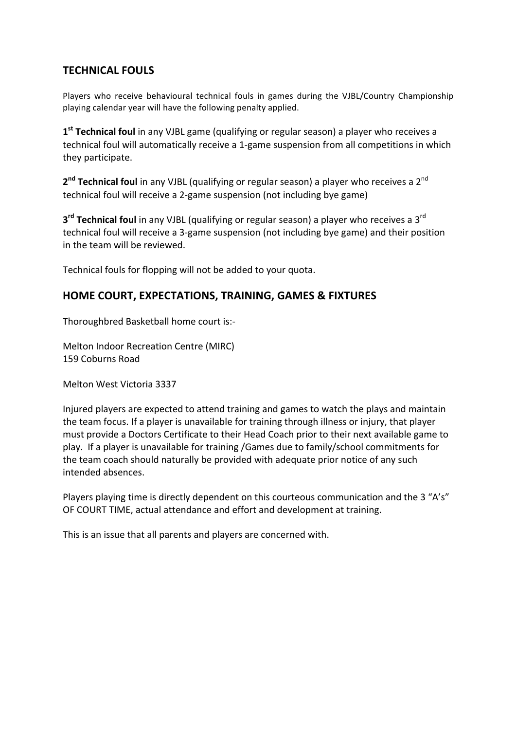## TECHNICAL FOULS

Players who receive behavioural technical fouls in games during the VJBL/Country Championship playing calendar year will have the following penalty applied.

**1st Technical foul** in any VJBL game (qualifying or regular season) a player who receives a technical foul will automatically receive a 1-game suspension from all competitions in which they participate.

**2nd Technical foul** in any VJBL (qualifying or regular season) a player who receives a 2nd technical foul will receive a 2-game suspension (not including bye game)

**3rd Technical foul** in any VJBL (qualifying or regular season) a player who receives a 3rd technical foul will receive a 3-game suspension (not including bye game) and their position in the team will be reviewed.

Technical fouls for flopping will not be added to your quota.

## HOME COURT, EXPECTATIONS, TRAINING, GAMES & FIXTURES

Thoroughbred Basketball home court is:-

Melton Indoor Recreation Centre (MIRC)
159 Coburns Road

Melton West Victoria 3337

Injured players are expected to attend training and games to watch the plays and maintain the team focus. If a player is unavailable for training through illness or injury, that player must provide a Doctors Certificate to their Head Coach prior to their next available game to play. If a player is unavailable for training /Games due to family/school commitments for the team coach should naturally be provided with adequate prior notice of any such intended absences.

Players playing time is directly dependent on this courteous communication and the 3 "A's" OF COURT TIME, actual attendance and effort and development at training.

This is an issue that all parents and players are concerned with.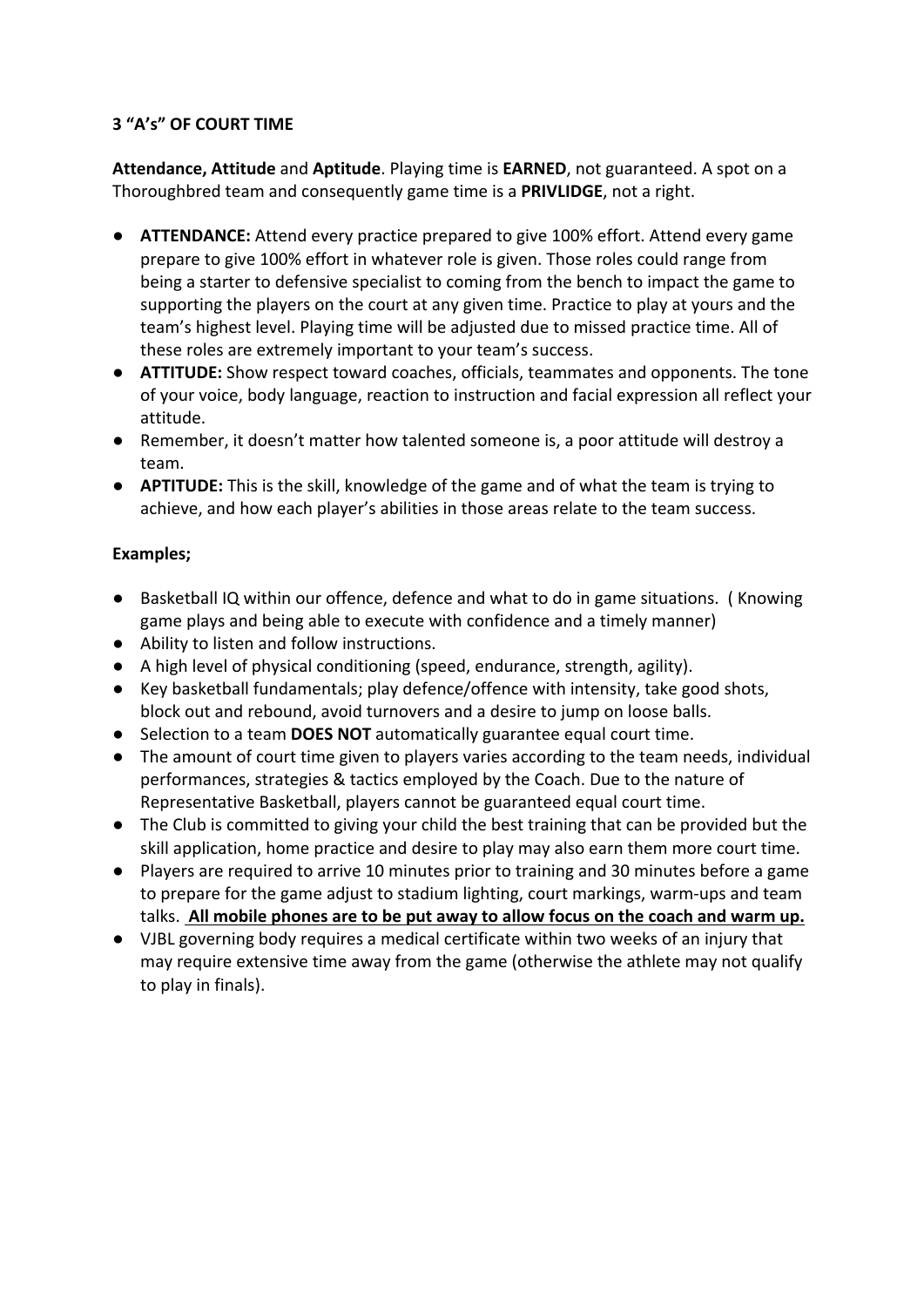**3 "A's" OF COURT TIME**

**Attendance, Attitude** and **Aptitude**. Playing time is **EARNED**, not guaranteed. A spot on a Thoroughbred team and consequently game time is a **PRIVLIDGE**, not a right.

- **ATTENDANCE:** Attend every practice prepared to give 100% effort. Attend every game prepare to give 100% effort in whatever role is given. Those roles could range from being a starter to defensive specialist to coming from the bench to impact the game to supporting the players on the court at any given time. Practice to play at yours and the team's highest level. Playing time will be adjusted due to missed practice time. All of these roles are extremely important to your team's success.
- **ATTITUDE:** Show respect toward coaches, officials, teammates and opponents. The tone of your voice, body language, reaction to instruction and facial expression all reflect your attitude.
- Remember, it doesn't matter how talented someone is, a poor attitude will destroy a team.
- **APTITUDE:** This is the skill, knowledge of the game and of what the team is trying to achieve, and how each player's abilities in those areas relate to the team success.

**Examples;**

- Basketball IQ within our offence, defence and what to do in game situations. ( Knowing game plays and being able to execute with confidence and a timely manner)
- Ability to listen and follow instructions.
- A high level of physical conditioning (speed, endurance, strength, agility).
- Key basketball fundamentals; play defence/offence with intensity, take good shots, block out and rebound, avoid turnovers and a desire to jump on loose balls.
- Selection to a team **DOES NOT** automatically guarantee equal court time.
- The amount of court time given to players varies according to the team needs, individual performances, strategies & tactics employed by the Coach. Due to the nature of Representative Basketball, players cannot be guaranteed equal court time.
- The Club is committed to giving your child the best training that can be provided but the skill application, home practice and desire to play may also earn them more court time.
- Players are required to arrive 10 minutes prior to training and 30 minutes before a game to prepare for the game adjust to stadium lighting, court markings, warm-ups and team talks. **<u>All mobile phones are to be put away to allow focus on the coach and warm up.</u>**
- VJBL governing body requires a medical certificate within two weeks of an injury that may require extensive time away from the game (otherwise the athlete may not qualify to play in finals).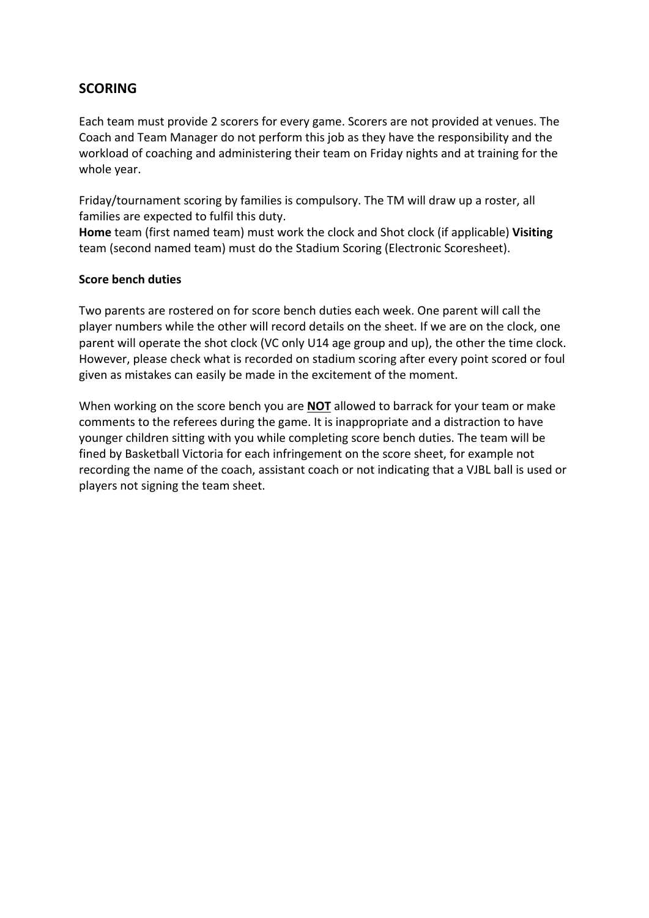## SCORING

Each team must provide 2 scorers for every game. Scorers are not provided at venues. The Coach and Team Manager do not perform this job as they have the responsibility and the workload of coaching and administering their team on Friday nights and at training for the whole year.

Friday/tournament scoring by families is compulsory. The TM will draw up a roster, all families are expected to fulfil this duty.
**Home** team (first named team) must work the clock and Shot clock (if applicable) **Visiting** team (second named team) must do the Stadium Scoring (Electronic Scoresheet).

### Score bench duties

Two parents are rostered on for score bench duties each week. One parent will call the player numbers while the other will record details on the sheet. If we are on the clock, one parent will operate the shot clock (VC only U14 age group and up), the other the time clock. However, please check what is recorded on stadium scoring after every point scored or foul given as mistakes can easily be made in the excitement of the moment.

When working on the score bench you are **<u>NOT</u>** allowed to barrack for your team or make comments to the referees during the game. It is inappropriate and a distraction to have younger children sitting with you while completing score bench duties. The team will be fined by Basketball Victoria for each infringement on the score sheet, for example not recording the name of the coach, assistant coach or not indicating that a VJBL ball is used or players not signing the team sheet.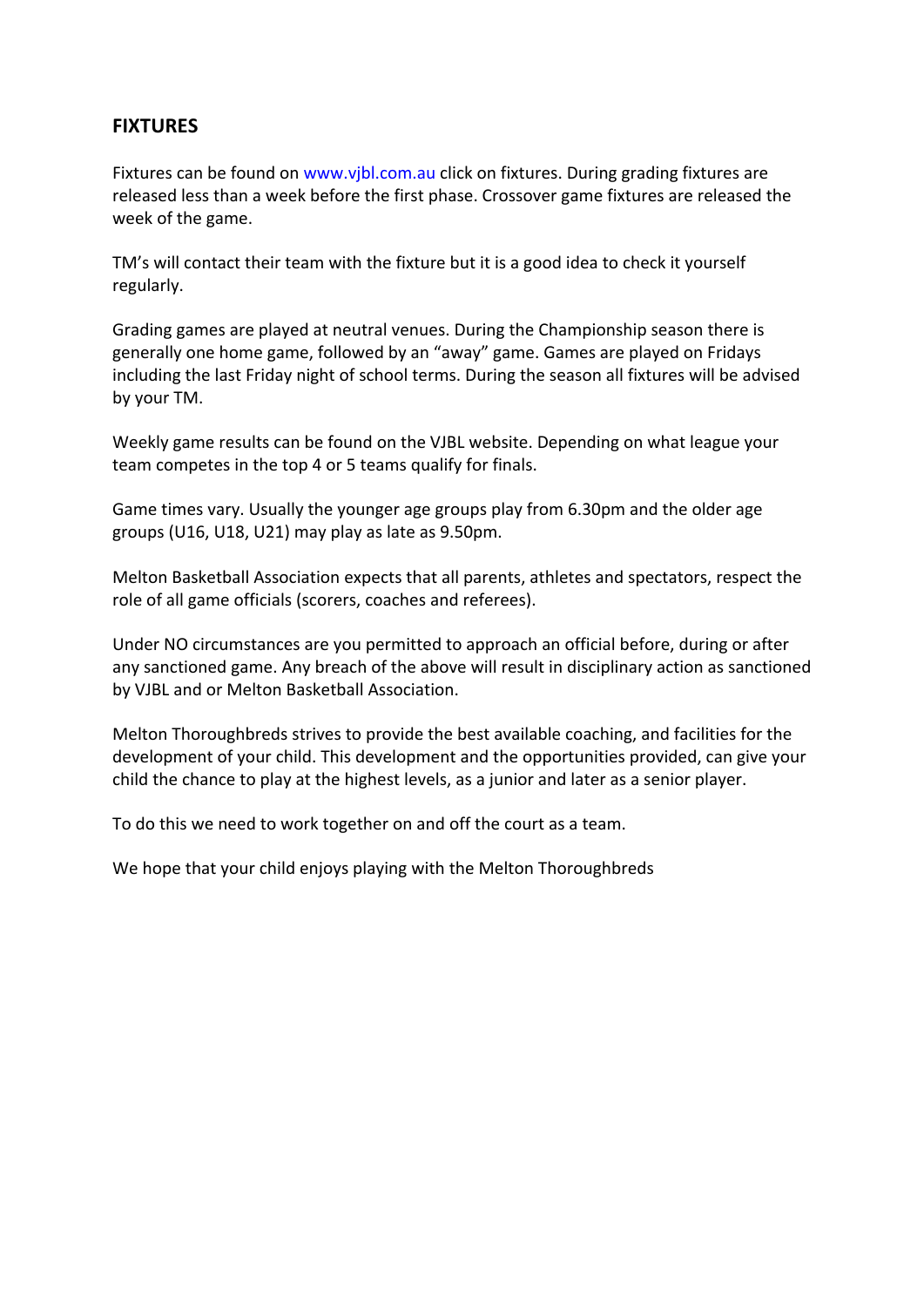## FIXTURES

Fixtures can be found on www.vjbl.com.au click on fixtures. During grading fixtures are released less than a week before the first phase. Crossover game fixtures are released the week of the game.

TM's will contact their team with the fixture but it is a good idea to check it yourself regularly.

Grading games are played at neutral venues. During the Championship season there is generally one home game, followed by an "away" game. Games are played on Fridays including the last Friday night of school terms. During the season all fixtures will be advised by your TM.

Weekly game results can be found on the VJBL website. Depending on what league your team competes in the top 4 or 5 teams qualify for finals.

Game times vary. Usually the younger age groups play from 6.30pm and the older age groups (U16, U18, U21) may play as late as 9.50pm.

Melton Basketball Association expects that all parents, athletes and spectators, respect the role of all game officials (scorers, coaches and referees).

Under NO circumstances are you permitted to approach an official before, during or after any sanctioned game. Any breach of the above will result in disciplinary action as sanctioned by VJBL and or Melton Basketball Association.

Melton Thoroughbreds strives to provide the best available coaching, and facilities for the development of your child. This development and the opportunities provided, can give your child the chance to play at the highest levels, as a junior and later as a senior player.

To do this we need to work together on and off the court as a team.

We hope that your child enjoys playing with the Melton Thoroughbreds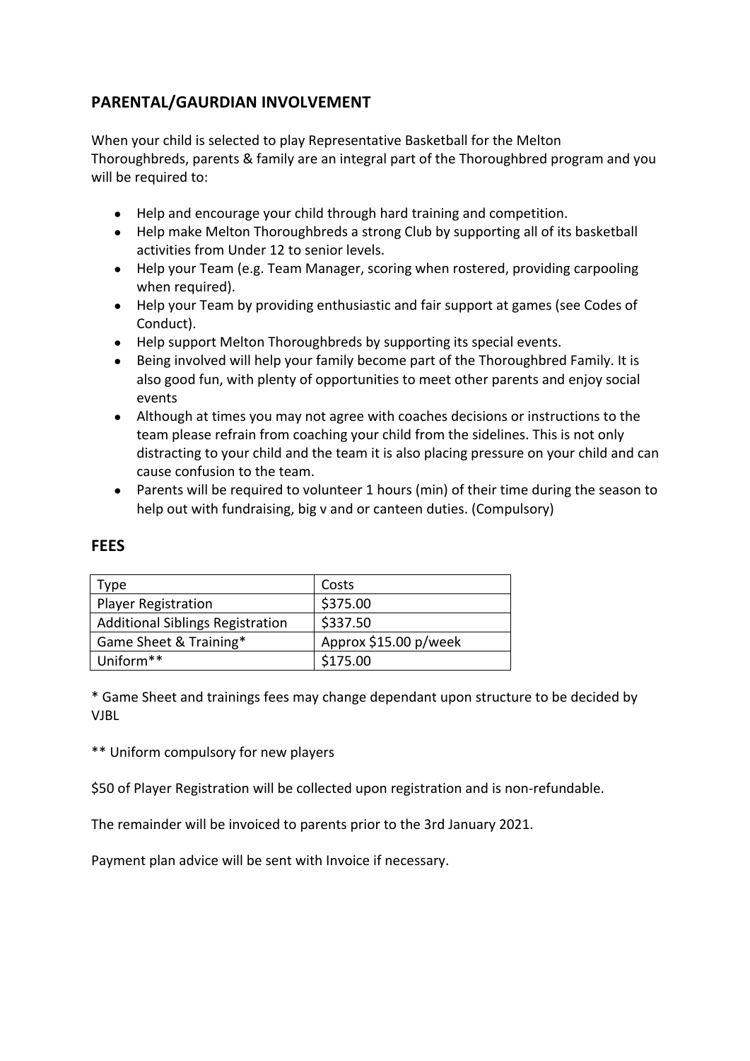## PARENTAL/GAURDIAN INVOLVEMENT

When your child is selected to play Representative Basketball for the Melton Thoroughbreds, parents & family are an integral part of the Thoroughbred program and you will be required to:

- Help and encourage your child through hard training and competition.
- Help make Melton Thoroughbreds a strong Club by supporting all of its basketball activities from Under 12 to senior levels.
- Help your Team (e.g. Team Manager, scoring when rostered, providing carpooling when required).
- Help your Team by providing enthusiastic and fair support at games (see Codes of Conduct).
- Help support Melton Thoroughbreds by supporting its special events.
- Being involved will help your family become part of the Thoroughbred Family. It is also good fun, with plenty of opportunities to meet other parents and enjoy social events
- Although at times you may not agree with coaches decisions or instructions to the team please refrain from coaching your child from the sidelines. This is not only distracting to your child and the team it is also placing pressure on your child and can cause confusion to the team.
- Parents will be required to volunteer 1 hours (min) of their time during the season to help out with fundraising, big v and or canteen duties. (Compulsory)

## FEES

| Type | Costs |
|---|---|
| Player Registration | $375.00 |
| Additional Siblings Registration | $337.50 |
| Game Sheet & Training* | Approx $15.00 p/week |
| Uniform** | $175.00 |

* Game Sheet and trainings fees may change dependant upon structure to be decided by VJBL

** Uniform compulsory for new players

$50 of Player Registration will be collected upon registration and is non-refundable.

The remainder will be invoiced to parents prior to the 3rd January 2021.

Payment plan advice will be sent with Invoice if necessary.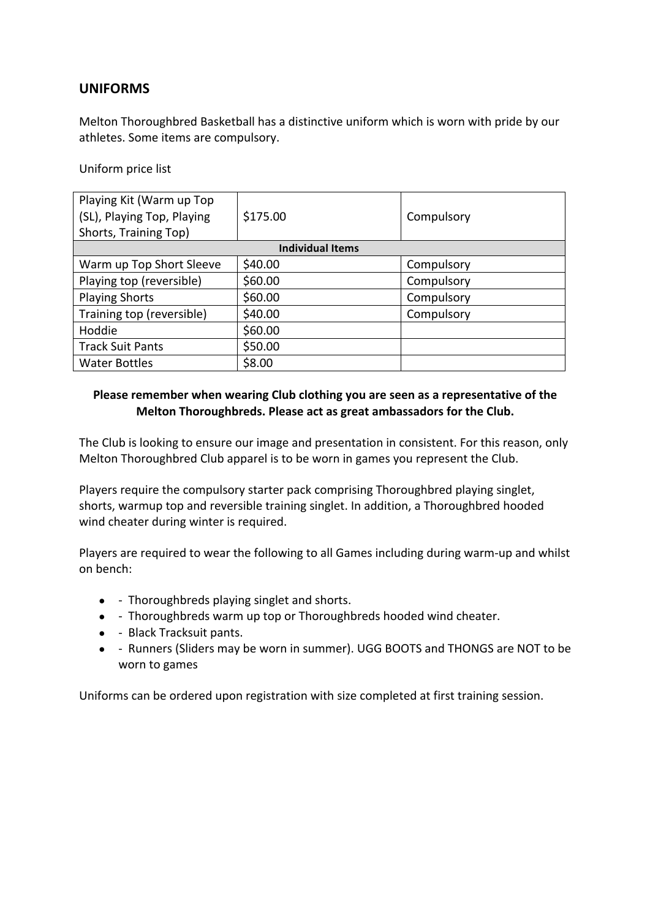## UNIFORMS

Melton Thoroughbred Basketball has a distinctive uniform which is worn with pride by our athletes. Some items are compulsory.

Uniform price list

| Playing Kit (Warm up Top (SL), Playing Top, Playing Shorts, Training Top) | $175.00 | Compulsory |
|---|---|---|
| **Individual Items** | | |
| Warm up Top Short Sleeve | $40.00 | Compulsory |
| Playing top (reversible) | $60.00 | Compulsory |
| Playing Shorts | $60.00 | Compulsory |
| Training top (reversible) | $40.00 | Compulsory |
| Hoddie | $60.00 | |
| Track Suit Pants | $50.00 | |
| Water Bottles | $8.00 | |

**Please remember when wearing Club clothing you are seen as a representative of the Melton Thoroughbreds. Please act as great ambassadors for the Club.**

The Club is looking to ensure our image and presentation in consistent. For this reason, only Melton Thoroughbred Club apparel is to be worn in games you represent the Club.

Players require the compulsory starter pack comprising Thoroughbred playing singlet, shorts, warmup top and reversible training singlet. In addition, a Thoroughbred hooded wind cheater during winter is required.

Players are required to wear the following to all Games including during warm-up and whilst on bench:

- - Thoroughbreds playing singlet and shorts.
- - Thoroughbreds warm up top or Thoroughbreds hooded wind cheater.
- - Black Tracksuit pants.
- - Runners (Sliders may be worn in summer). UGG BOOTS and THONGS are NOT to be worn to games

Uniforms can be ordered upon registration with size completed at first training session.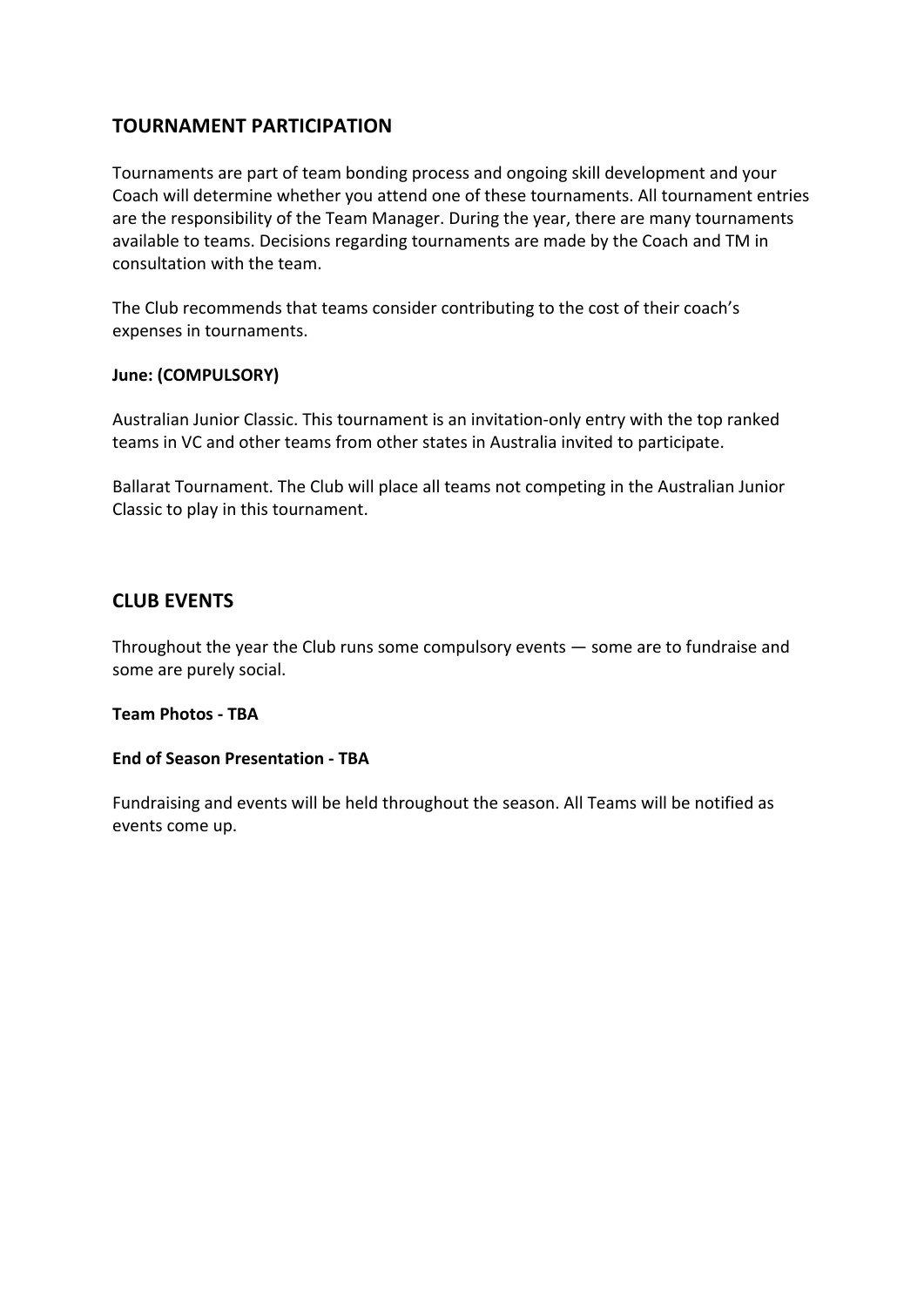## TOURNAMENT PARTICIPATION

Tournaments are part of team bonding process and ongoing skill development and your Coach will determine whether you attend one of these tournaments. All tournament entries are the responsibility of the Team Manager. During the year, there are many tournaments available to teams. Decisions regarding tournaments are made by the Coach and TM in consultation with the team.

The Club recommends that teams consider contributing to the cost of their coach's expenses in tournaments.

**June: (COMPULSORY)**

Australian Junior Classic. This tournament is an invitation-only entry with the top ranked teams in VC and other teams from other states in Australia invited to participate.

Ballarat Tournament. The Club will place all teams not competing in the Australian Junior Classic to play in this tournament.

## CLUB EVENTS

Throughout the year the Club runs some compulsory events — some are to fundraise and some are purely social.

**Team Photos - TBA**

**End of Season Presentation - TBA**

Fundraising and events will be held throughout the season. All Teams will be notified as events come up.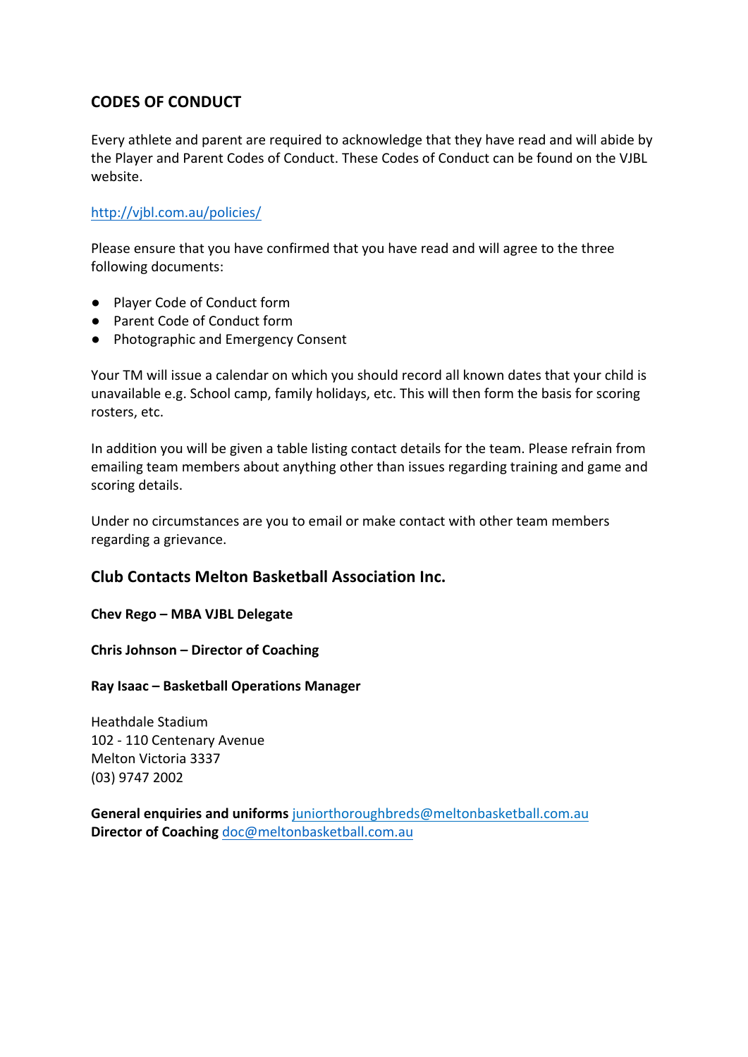## CODES OF CONDUCT

Every athlete and parent are required to acknowledge that they have read and will abide by the Player and Parent Codes of Conduct. These Codes of Conduct can be found on the VJBL website.

http://vjbl.com.au/policies/

Please ensure that you have confirmed that you have read and will agree to the three following documents:

- Player Code of Conduct form
- Parent Code of Conduct form
- Photographic and Emergency Consent

Your TM will issue a calendar on which you should record all known dates that your child is unavailable e.g. School camp, family holidays, etc. This will then form the basis for scoring rosters, etc.

In addition you will be given a table listing contact details for the team. Please refrain from emailing team members about anything other than issues regarding training and game and scoring details.

Under no circumstances are you to email or make contact with other team members regarding a grievance.

## Club Contacts Melton Basketball Association Inc.

**Chev Rego – MBA VJBL Delegate**

**Chris Johnson – Director of Coaching**

**Ray Isaac – Basketball Operations Manager**

Heathdale Stadium
102 - 110 Centenary Avenue
Melton Victoria 3337
(03) 9747 2002

**General enquiries and uniforms** juniorthoroughbreds@meltonbasketball.com.au
**Director of Coaching** doc@meltonbasketball.com.au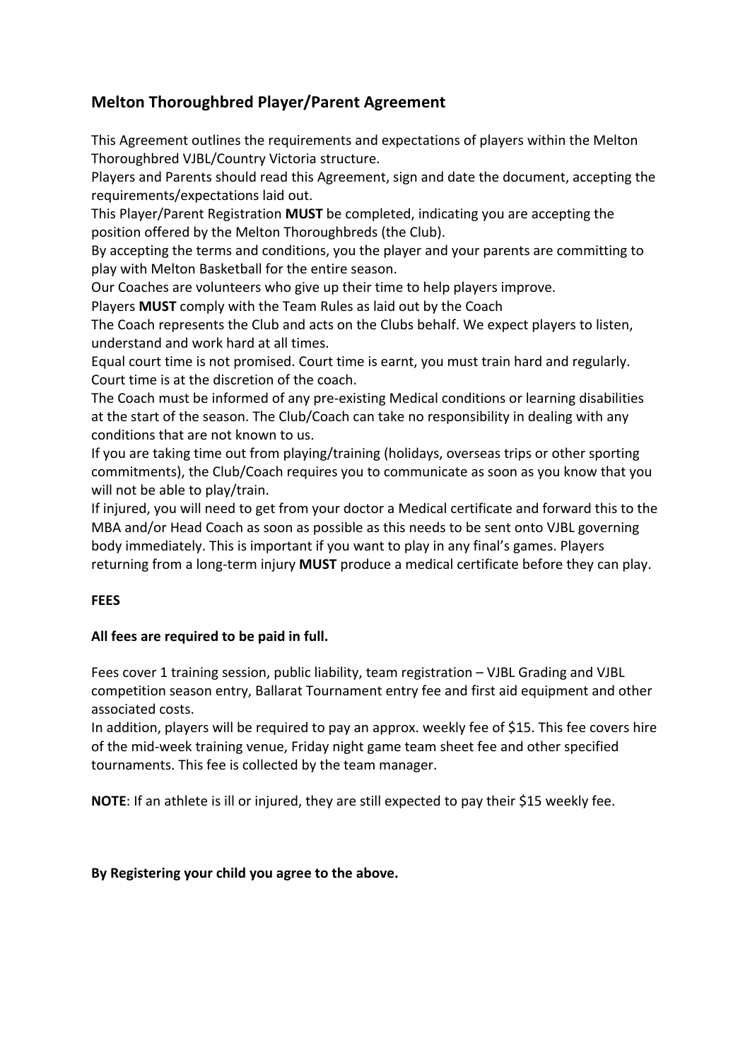## Melton Thoroughbred Player/Parent Agreement

This Agreement outlines the requirements and expectations of players within the Melton Thoroughbred VJBL/Country Victoria structure.
Players and Parents should read this Agreement, sign and date the document, accepting the requirements/expectations laid out.
This Player/Parent Registration **MUST** be completed, indicating you are accepting the position offered by the Melton Thoroughbreds (the Club).
By accepting the terms and conditions, you the player and your parents are committing to play with Melton Basketball for the entire season.
Our Coaches are volunteers who give up their time to help players improve.
Players **MUST** comply with the Team Rules as laid out by the Coach
The Coach represents the Club and acts on the Clubs behalf. We expect players to listen, understand and work hard at all times.
Equal court time is not promised. Court time is earnt, you must train hard and regularly. Court time is at the discretion of the coach.
The Coach must be informed of any pre-existing Medical conditions or learning disabilities at the start of the season. The Club/Coach can take no responsibility in dealing with any conditions that are not known to us.
If you are taking time out from playing/training (holidays, overseas trips or other sporting commitments), the Club/Coach requires you to communicate as soon as you know that you will not be able to play/train.
If injured, you will need to get from your doctor a Medical certificate and forward this to the MBA and/or Head Coach as soon as possible as this needs to be sent onto VJBL governing body immediately. This is important if you want to play in any final's games. Players returning from a long-term injury **MUST** produce a medical certificate before they can play.

**FEES**

**All fees are required to be paid in full.**

Fees cover 1 training session, public liability, team registration – VJBL Grading and VJBL competition season entry, Ballarat Tournament entry fee and first aid equipment and other associated costs.
In addition, players will be required to pay an approx. weekly fee of $15. This fee covers hire of the mid-week training venue, Friday night game team sheet fee and other specified tournaments. This fee is collected by the team manager.

**NOTE**: If an athlete is ill or injured, they are still expected to pay their $15 weekly fee.

**By Registering your child you agree to the above.**